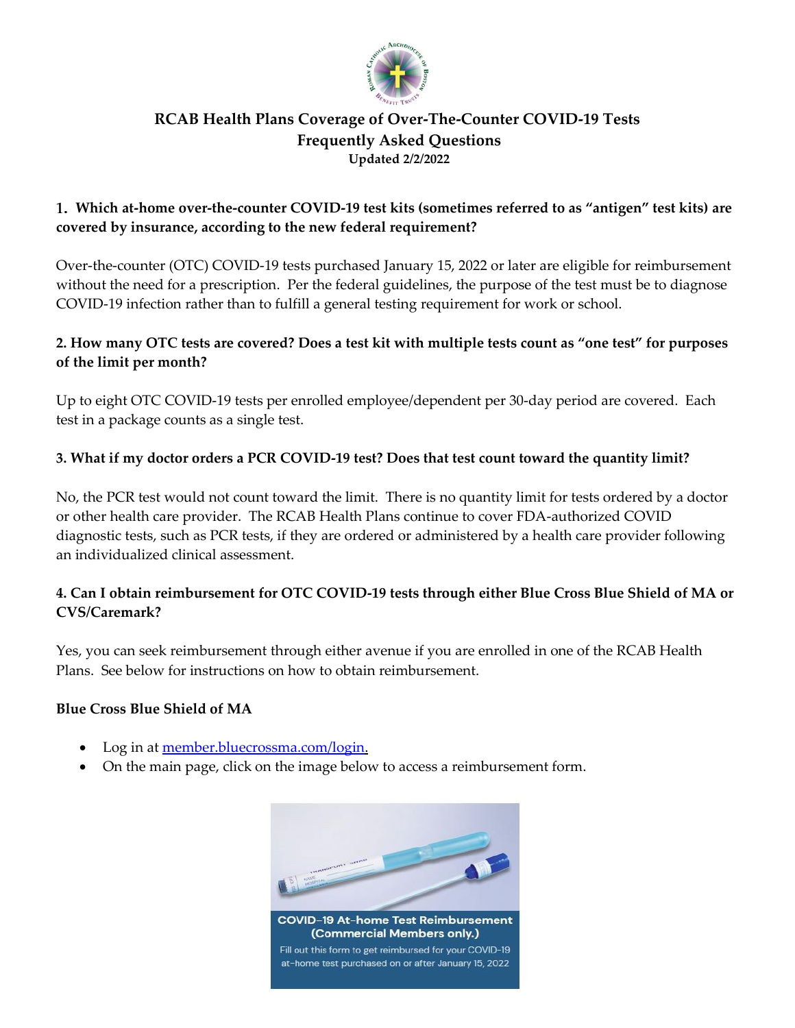# RCAB Health Plans Coverage of Over-The-Counter COVID-19 Tests
## Frequently Asked Questions
**Updated 2/2/2022**

**1. Which at-home over-the-counter COVID-19 test kits (sometimes referred to as "antigen" test kits) are covered by insurance, according to the new federal requirement?**

Over-the-counter (OTC) COVID-19 tests purchased January 15, 2022 or later are eligible for reimbursement without the need for a prescription. Per the federal guidelines, the purpose of the test must be to diagnose COVID-19 infection rather than to fulfill a general testing requirement for work or school.

**2. How many OTC tests are covered? Does a test kit with multiple tests count as "one test" for purposes of the limit per month?**

Up to eight OTC COVID-19 tests per enrolled employee/dependent per 30-day period are covered. Each test in a package counts as a single test.

**3. What if my doctor orders a PCR COVID-19 test? Does that test count toward the quantity limit?**

No, the PCR test would not count toward the limit. There is no quantity limit for tests ordered by a doctor or other health care provider. The RCAB Health Plans continue to cover FDA-authorized COVID diagnostic tests, such as PCR tests, if they are ordered or administered by a health care provider following an individualized clinical assessment.

**4. Can I obtain reimbursement for OTC COVID-19 tests through either Blue Cross Blue Shield of MA or CVS/Caremark?**

Yes, you can seek reimbursement through either avenue if you are enrolled in one of the RCAB Health Plans. See below for instructions on how to obtain reimbursement.

**Blue Cross Blue Shield of MA**

- Log in at member.bluecrossma.com/login.
- On the main page, click on the image below to access a reimbursement form.

**COVID-19 At-home Test Reimbursement (Commercial Members only.)**
Fill out this form to get reimbursed for your COVID-19 at-home test purchased on or after January 15, 2022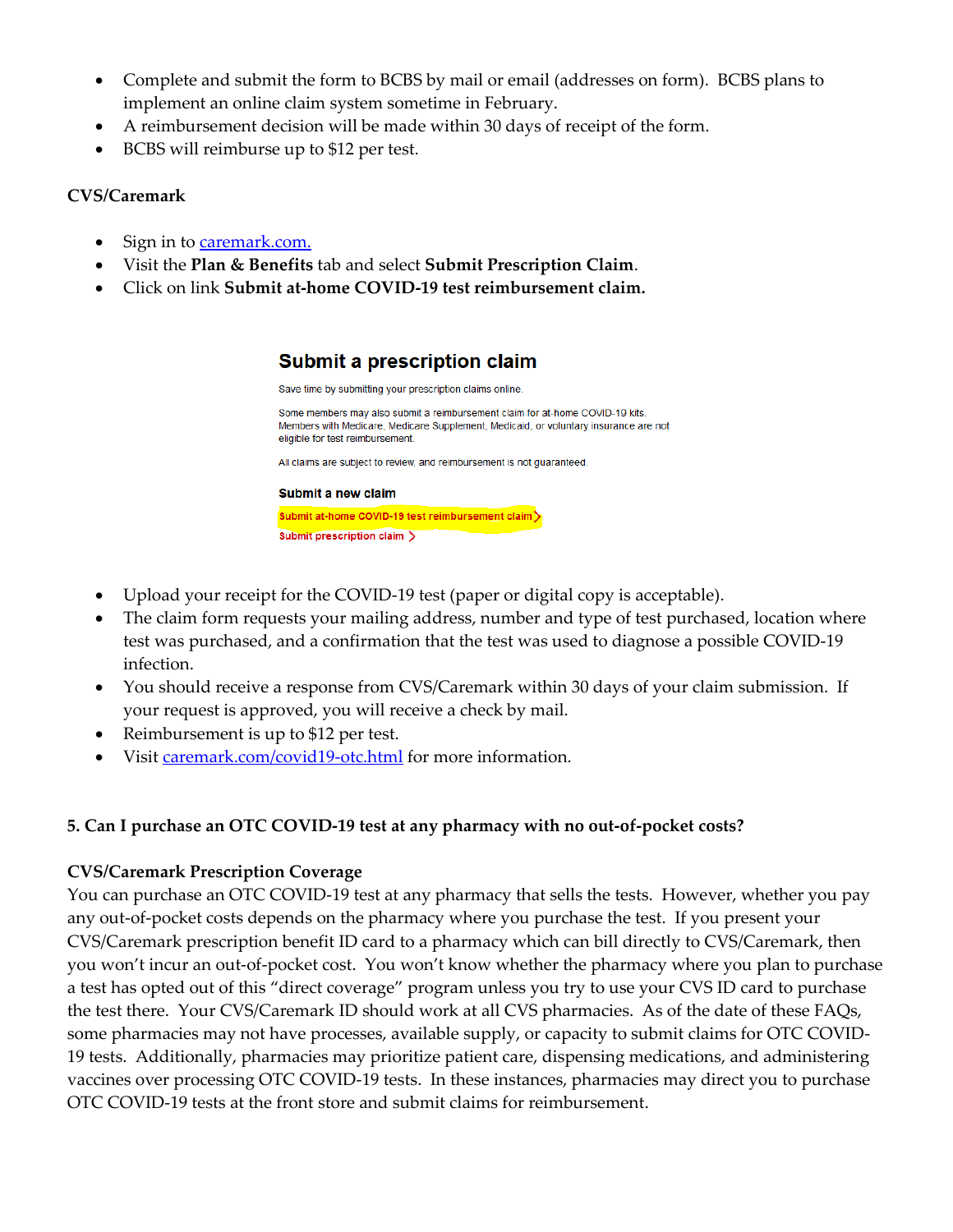- Complete and submit the form to BCBS by mail or email (addresses on form). BCBS plans to implement an online claim system sometime in February.
- A reimbursement decision will be made within 30 days of receipt of the form.
- BCBS will reimburse up to $12 per test.

**CVS/Caremark**

- Sign in to caremark.com.
- Visit the **Plan & Benefits** tab and select **Submit Prescription Claim**.
- Click on link **Submit at-home COVID-19 test reimbursement claim.**

**Submit a prescription claim**

Save time by submitting your prescription claims online.

Some members may also submit a reimbursement claim for at-home COVID-19 kits. Members with Medicare, Medicare Supplement, Medicaid, or voluntary insurance are not eligible for test reimbursement.

All claims are subject to review, and reimbursement is not guaranteed.

**Submit a new claim**

Submit at-home COVID-19 test reimbursement claim >

Submit prescription claim >

- Upload your receipt for the COVID-19 test (paper or digital copy is acceptable).
- The claim form requests your mailing address, number and type of test purchased, location where test was purchased, and a confirmation that the test was used to diagnose a possible COVID-19 infection.
- You should receive a response from CVS/Caremark within 30 days of your claim submission. If your request is approved, you will receive a check by mail.
- Reimbursement is up to $12 per test.
- Visit caremark.com/covid19-otc.html for more information.

**5. Can I purchase an OTC COVID-19 test at any pharmacy with no out-of-pocket costs?**

**CVS/Caremark Prescription Coverage**

You can purchase an OTC COVID-19 test at any pharmacy that sells the tests. However, whether you pay any out-of-pocket costs depends on the pharmacy where you purchase the test. If you present your CVS/Caremark prescription benefit ID card to a pharmacy which can bill directly to CVS/Caremark, then you won't incur an out-of-pocket cost. You won't know whether the pharmacy where you plan to purchase a test has opted out of this "direct coverage" program unless you try to use your CVS ID card to purchase the test there. Your CVS/Caremark ID should work at all CVS pharmacies. As of the date of these FAQs, some pharmacies may not have processes, available supply, or capacity to submit claims for OTC COVID-19 tests. Additionally, pharmacies may prioritize patient care, dispensing medications, and administering vaccines over processing OTC COVID-19 tests. In these instances, pharmacies may direct you to purchase OTC COVID-19 tests at the front store and submit claims for reimbursement.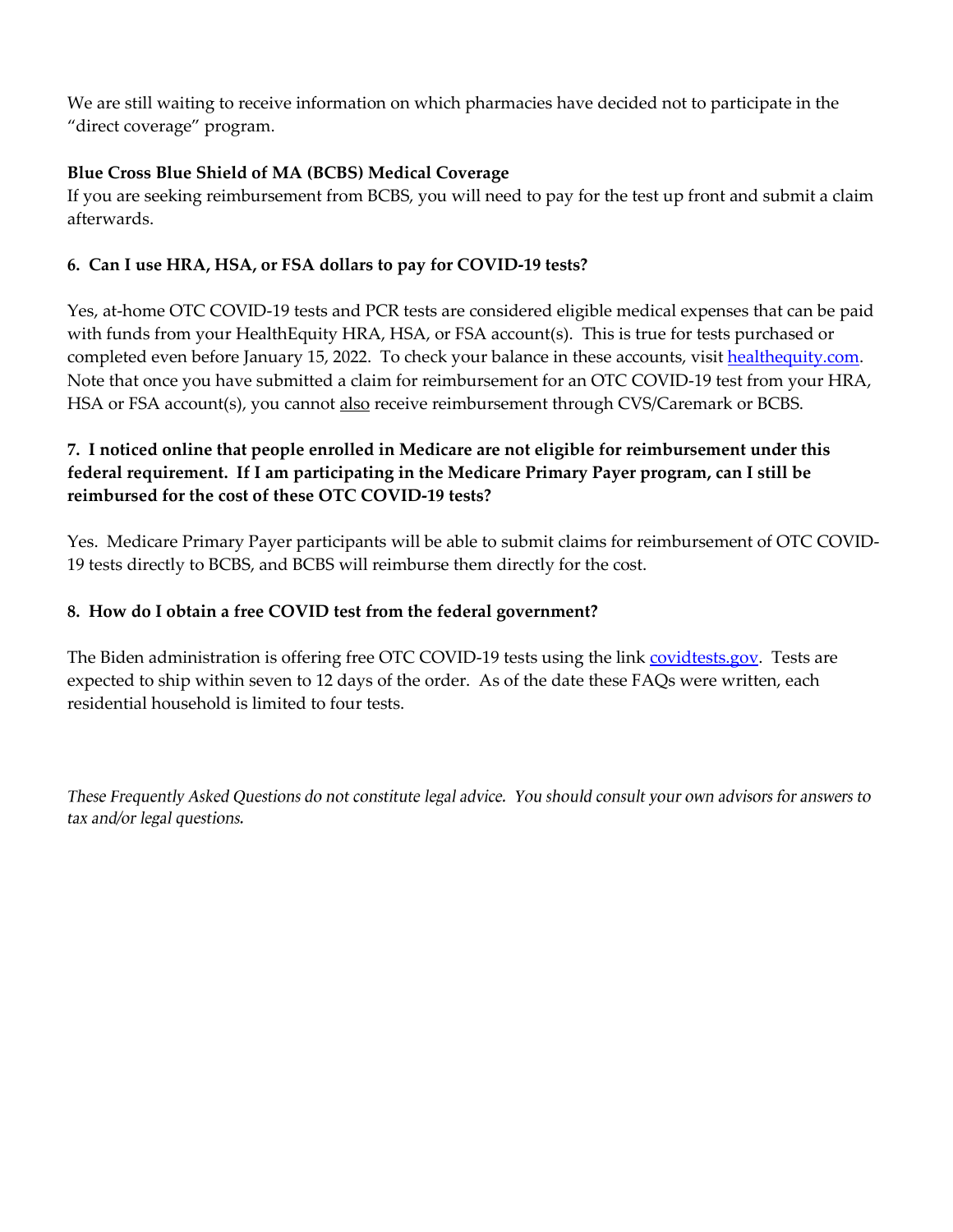We are still waiting to receive information on which pharmacies have decided not to participate in the "direct coverage" program.

**Blue Cross Blue Shield of MA (BCBS) Medical Coverage**
If you are seeking reimbursement from BCBS, you will need to pay for the test up front and submit a claim afterwards.

**6. Can I use HRA, HSA, or FSA dollars to pay for COVID-19 tests?**

Yes, at-home OTC COVID-19 tests and PCR tests are considered eligible medical expenses that can be paid with funds from your HealthEquity HRA, HSA, or FSA account(s). This is true for tests purchased or completed even before January 15, 2022. To check your balance in these accounts, visit [healthequity.com](healthequity.com). Note that once you have submitted a claim for reimbursement for an OTC COVID-19 test from your HRA, HSA or FSA account(s), you cannot also receive reimbursement through CVS/Caremark or BCBS.

**7. I noticed online that people enrolled in Medicare are not eligible for reimbursement under this federal requirement. If I am participating in the Medicare Primary Payer program, can I still be reimbursed for the cost of these OTC COVID-19 tests?**

Yes. Medicare Primary Payer participants will be able to submit claims for reimbursement of OTC COVID-19 tests directly to BCBS, and BCBS will reimburse them directly for the cost.

**8. How do I obtain a free COVID test from the federal government?**

The Biden administration is offering free OTC COVID-19 tests using the link [covidtests.gov](covidtests.gov). Tests are expected to ship within seven to 12 days of the order. As of the date these FAQs were written, each residential household is limited to four tests.

*These Frequently Asked Questions do not constitute legal advice. You should consult your own advisors for answers to tax and/or legal questions.*